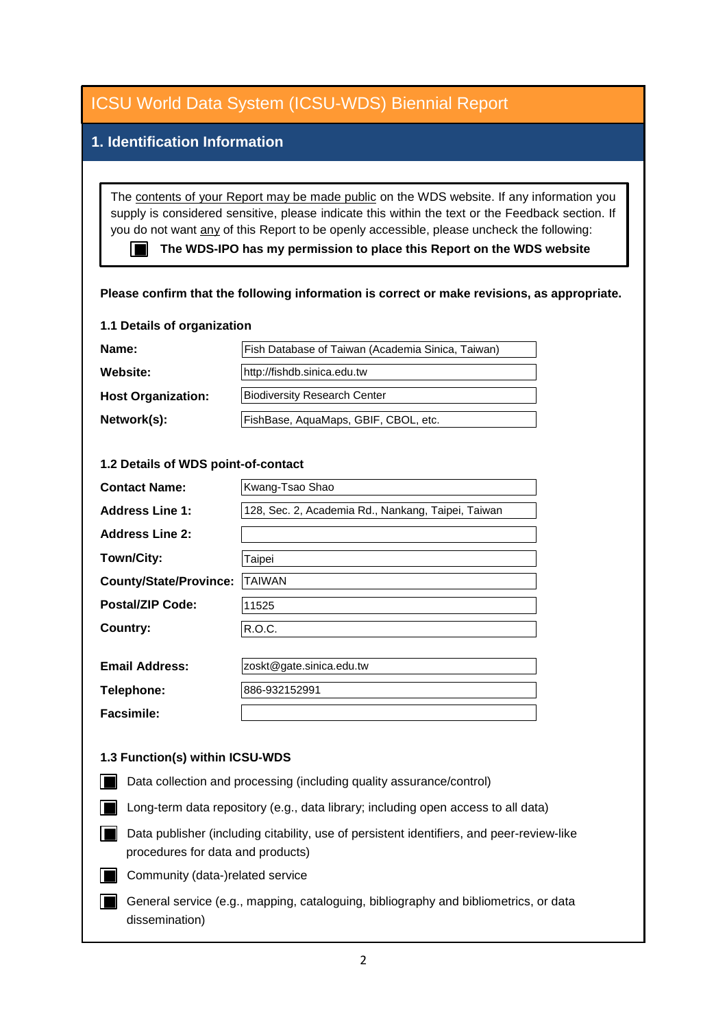# ICSU World Data System (ICSU-WDS) Biennial Report

## 1. Identification Information

The contents of your Report may be made public on the WDS website. If any information you supply is considered sensitive, please indicate this within the text or the Feedback section. If you do not want any of this Report to be openly accessible, please uncheck the following:

- [x] **The WDS-IPO has my permission to place this Report on the WDS website**

**Please confirm that the following information is correct or make revisions, as appropriate.**

### 1.1 Details of organization

| | |
|---|---|
| **Name:** | Fish Database of Taiwan (Academia Sinica, Taiwan) |
| **Website:** | http://fishdb.sinica.edu.tw |
| **Host Organization:** | Biodiversity Research Center |
| **Network(s):** | FishBase, AquaMaps, GBIF, CBOL, etc. |

### 1.2 Details of WDS point-of-contact

| | |
|---|---|
| **Contact Name:** | Kwang-Tsao Shao |
| **Address Line 1:** | 128, Sec. 2, Academia Rd., Nankang, Taipei, Taiwan |
| **Address Line 2:** | |
| **Town/City:** | Taipei |
| **County/State/Province:** | TAIWAN |
| **Postal/ZIP Code:** | 11525 |
| **Country:** | R.O.C. |
| **Email Address:** | zoskt@gate.sinica.edu.tw |
| **Telephone:** | 886-932152991 |
| **Facsimile:** | |

### 1.3 Function(s) within ICSU-WDS

- [x] Data collection and processing (including quality assurance/control)
- [x] Long-term data repository (e.g., data library; including open access to all data)
- [x] Data publisher (including citability, use of persistent identifiers, and peer-review-like procedures for data and products)
- [x] Community (data-)related service
- [x] General service (e.g., mapping, cataloguing, bibliography and bibliometrics, or data dissemination)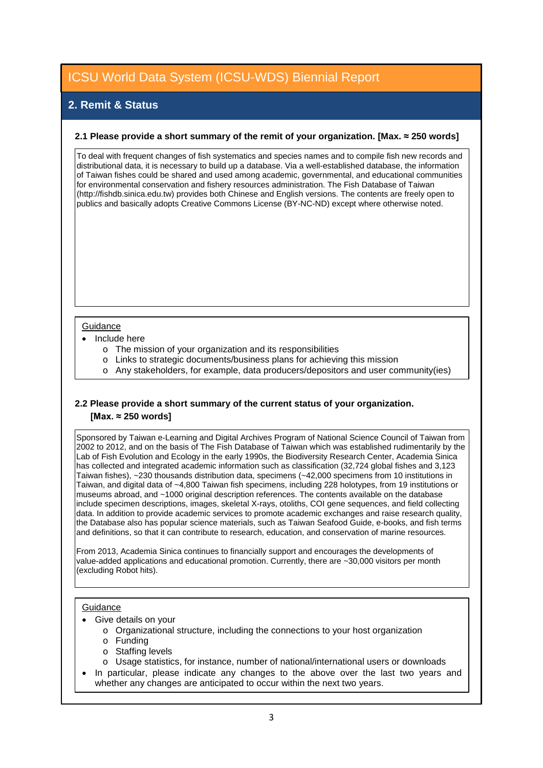# ICSU World Data System (ICSU-WDS) Biennial Report

## 2. Remit & Status

**2.1 Please provide a short summary of the remit of your organization. [Max. ≈ 250 words]**

To deal with frequent changes of fish systematics and species names and to compile fish new records and distributional data, it is necessary to build up a database. Via a well-established database, the information of Taiwan fishes could be shared and used among academic, governmental, and educational communities for environmental conservation and fishery resources administration. The Fish Database of Taiwan (http://fishdb.sinica.edu.tw) provides both Chinese and English versions. The contents are freely open to publics and basically adopts Creative Commons License (BY-NC-ND) except where otherwise noted.

Guidance

- Include here
  - The mission of your organization and its responsibilities
  - Links to strategic documents/business plans for achieving this mission
  - Any stakeholders, for example, data producers/depositors and user community(ies)

**2.2 Please provide a short summary of the current status of your organization. [Max. ≈ 250 words]**

Sponsored by Taiwan e-Learning and Digital Archives Program of National Science Council of Taiwan from 2002 to 2012, and on the basis of The Fish Database of Taiwan which was established rudimentarily by the Lab of Fish Evolution and Ecology in the early 1990s, the Biodiversity Research Center, Academia Sinica has collected and integrated academic information such as classification (32,724 global fishes and 3,123 Taiwan fishes), ~230 thousands distribution data, specimens (~42,000 specimens from 10 institutions in Taiwan, and digital data of ~4,800 Taiwan fish specimens, including 228 holotypes, from 19 institutions or museums abroad, and ~1000 original description references. The contents available on the database include specimen descriptions, images, skeletal X-rays, otoliths, COI gene sequences, and field collecting data. In addition to provide academic services to promote academic exchanges and raise research quality, the Database also has popular science materials, such as Taiwan Seafood Guide, e-books, and fish terms and definitions, so that it can contribute to research, education, and conservation of marine resources.

From 2013, Academia Sinica continues to financially support and encourages the developments of value-added applications and educational promotion. Currently, there are ~30,000 visitors per month (excluding Robot hits).

Guidance

- Give details on your
  - Organizational structure, including the connections to your host organization
  - Funding
  - Staffing levels
  - Usage statistics, for instance, number of national/international users or downloads
- In particular, please indicate any changes to the above over the last two years and whether any changes are anticipated to occur within the next two years.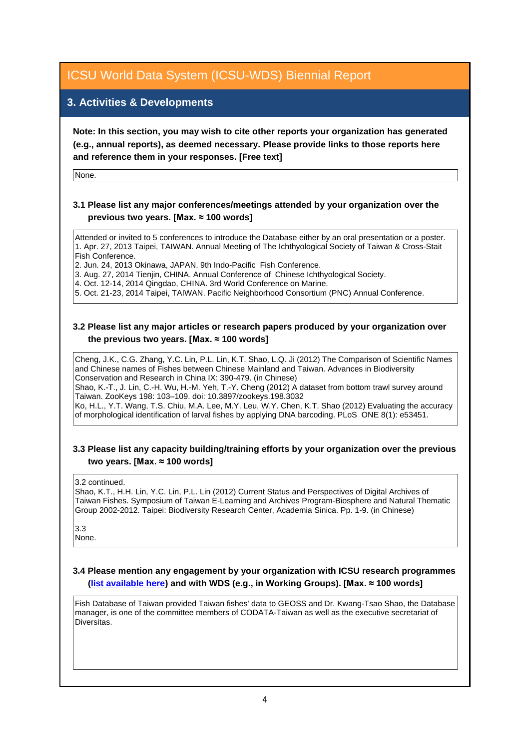# ICSU World Data System (ICSU-WDS) Biennial Report

## 3. Activities & Developments

**Note: In this section, you may wish to cite other reports your organization has generated (e.g., annual reports), as deemed necessary. Please provide links to those reports here and reference them in your responses. [Free text]**

None.

**3.1 Please list any major conferences/meetings attended by your organization over the previous two years. [Max. ≈ 100 words]**

Attended or invited to 5 conferences to introduce the Database either by an oral presentation or a poster.
1. Apr. 27, 2013 Taipei, TAIWAN. Annual Meeting of The Ichthyological Society of Taiwan & Cross-Stait Fish Conference.
2. Jun. 24, 2013 Okinawa, JAPAN. 9th Indo-Pacific Fish Conference.
3. Aug. 27, 2014 Tienjin, CHINA. Annual Conference of Chinese Ichthyological Society.
4. Oct. 12-14, 2014 Qingdao, CHINA. 3rd World Conference on Marine.
5. Oct. 21-23, 2014 Taipei, TAIWAN. Pacific Neighborhood Consortium (PNC) Annual Conference.

**3.2 Please list any major articles or research papers produced by your organization over the previous two years. [Max. ≈ 100 words]**

Cheng, J.K., C.G. Zhang, Y.C. Lin, P.L. Lin, K.T. Shao, L.Q. Ji (2012) The Comparison of Scientific Names and Chinese names of Fishes between Chinese Mainland and Taiwan. Advances in Biodiversity Conservation and Research in China IX: 390-479. (in Chinese)
Shao, K.-T., J. Lin, C.-H. Wu, H.-M. Yeh, T.-Y. Cheng (2012) A dataset from bottom trawl survey around Taiwan. ZooKeys 198: 103–109. doi: 10.3897/zookeys.198.3032
Ko, H.L., Y.T. Wang, T.S. Chiu, M.A. Lee, M.Y. Leu, W.Y. Chen, K.T. Shao (2012) Evaluating the accuracy of morphological identification of larval fishes by applying DNA barcoding. PLoS ONE 8(1): e53451.

**3.3 Please list any capacity building/training efforts by your organization over the previous two years. [Max. ≈ 100 words]**

3.2 continued.
Shao, K.T., H.H. Lin, Y.C. Lin, P.L. Lin (2012) Current Status and Perspectives of Digital Archives of Taiwan Fishes. Symposium of Taiwan E-Learning and Archives Program-Biosphere and Natural Thematic Group 2002-2012. Taipei: Biodiversity Research Center, Academia Sinica. Pp. 1-9. (in Chinese)

3.3
None.

**3.4 Please mention any engagement by your organization with ICSU research programmes (list available here) and with WDS (e.g., in Working Groups). [Max. ≈ 100 words]**

Fish Database of Taiwan provided Taiwan fishes' data to GEOSS and Dr. Kwang-Tsao Shao, the Database manager, is one of the committee members of CODATA-Taiwan as well as the executive secretariat of Diversitas.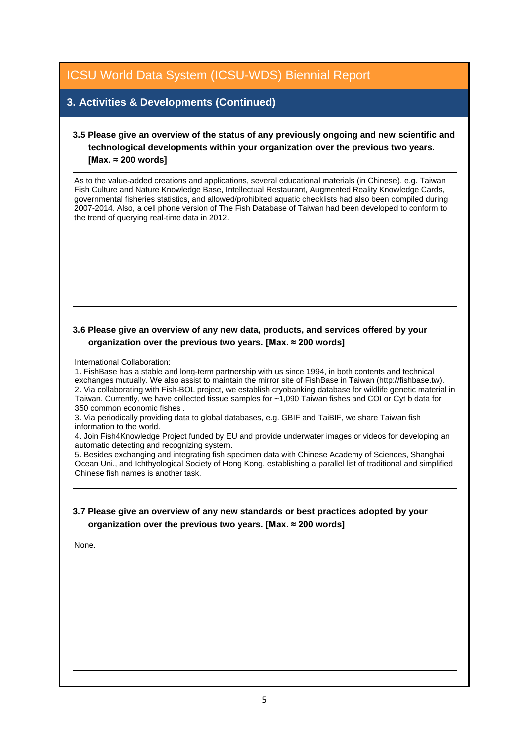# ICSU World Data System (ICSU-WDS) Biennial Report

## 3. Activities & Developments (Continued)

### 3.5 Please give an overview of the status of any previously ongoing and new scientific and technological developments within your organization over the previous two years. [Max. ≈ 200 words]

As to the value-added creations and applications, several educational materials (in Chinese), e.g. Taiwan Fish Culture and Nature Knowledge Base, Intellectual Restaurant, Augmented Reality Knowledge Cards, governmental fisheries statistics, and allowed/prohibited aquatic checklists had also been compiled during 2007-2014. Also, a cell phone version of The Fish Database of Taiwan had been developed to conform to the trend of querying real-time data in 2012.

### 3.6 Please give an overview of any new data, products, and services offered by your organization over the previous two years. [Max. ≈ 200 words]

International Collaboration:

1. FishBase has a stable and long-term partnership with us since 1994, in both contents and technical exchanges mutually. We also assist to maintain the mirror site of FishBase in Taiwan (http://fishbase.tw).
2. Via collaborating with Fish-BOL project, we establish cryobanking database for wildlife genetic material in Taiwan. Currently, we have collected tissue samples for ~1,090 Taiwan fishes and COI or Cyt b data for 350 common economic fishes .
3. Via periodically providing data to global databases, e.g. GBIF and TaiBIF, we share Taiwan fish information to the world.
4. Join Fish4Knowledge Project funded by EU and provide underwater images or videos for developing an automatic detecting and recognizing system.
5. Besides exchanging and integrating fish specimen data with Chinese Academy of Sciences, Shanghai Ocean Uni., and Ichthyological Society of Hong Kong, establishing a parallel list of traditional and simplified Chinese fish names is another task.

### 3.7 Please give an overview of any new standards or best practices adopted by your organization over the previous two years. [Max. ≈ 200 words]

None.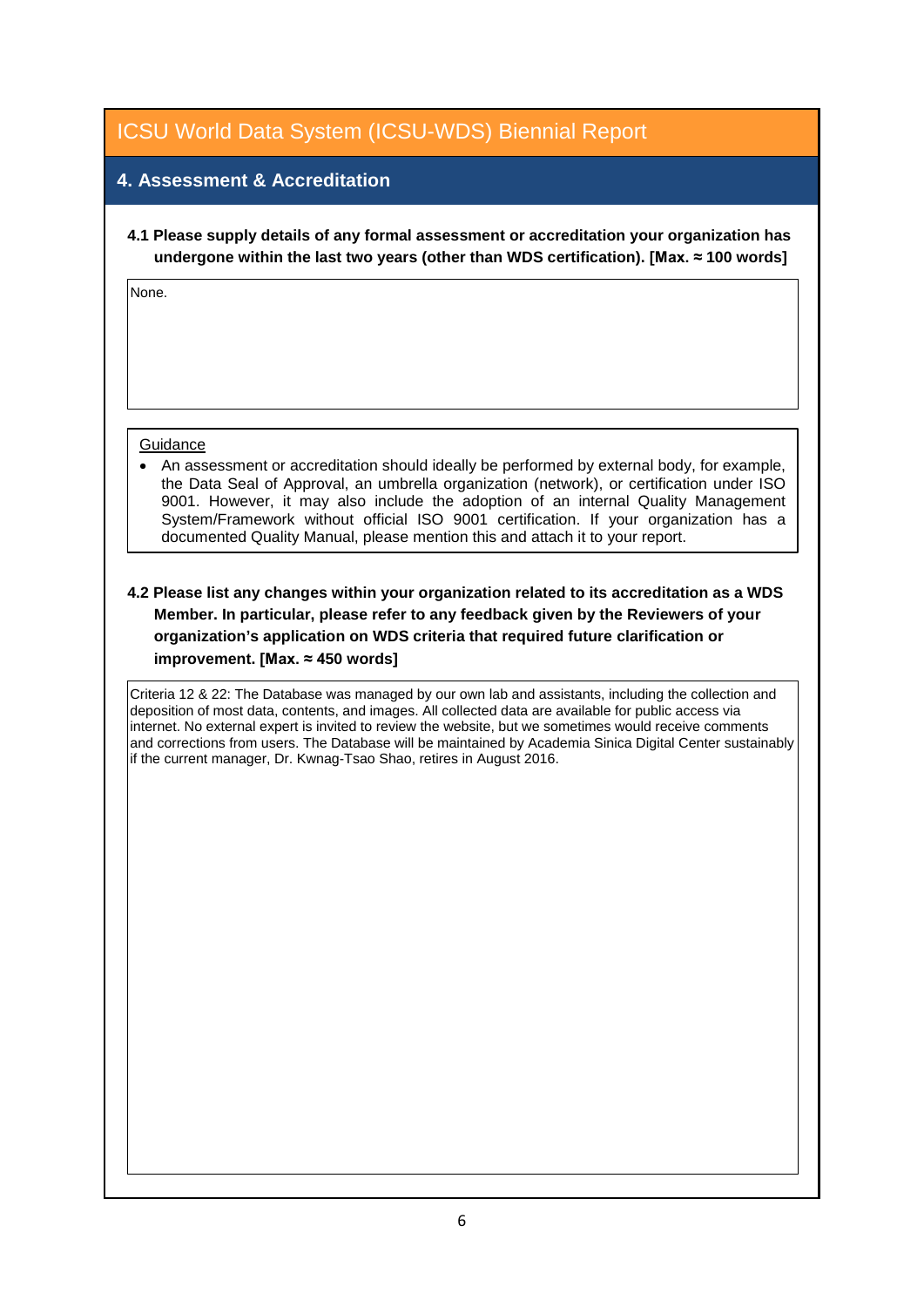# ICSU World Data System (ICSU-WDS) Biennial Report

## 4. Assessment & Accreditation

**4.1 Please supply details of any formal assessment or accreditation your organization has undergone within the last two years (other than WDS certification). [Max. ≈ 100 words]**

None.

Guidance

- An assessment or accreditation should ideally be performed by external body, for example, the Data Seal of Approval, an umbrella organization (network), or certification under ISO 9001. However, it may also include the adoption of an internal Quality Management System/Framework without official ISO 9001 certification. If your organization has a documented Quality Manual, please mention this and attach it to your report.

**4.2 Please list any changes within your organization related to its accreditation as a WDS Member. In particular, please refer to any feedback given by the Reviewers of your organization's application on WDS criteria that required future clarification or improvement. [Max. ≈ 450 words]**

Criteria 12 & 22: The Database was managed by our own lab and assistants, including the collection and deposition of most data, contents, and images. All collected data are available for public access via internet. No external expert is invited to review the website, but we sometimes would receive comments and corrections from users. The Database will be maintained by Academia Sinica Digital Center sustainably if the current manager, Dr. Kwnag-Tsao Shao, retires in August 2016.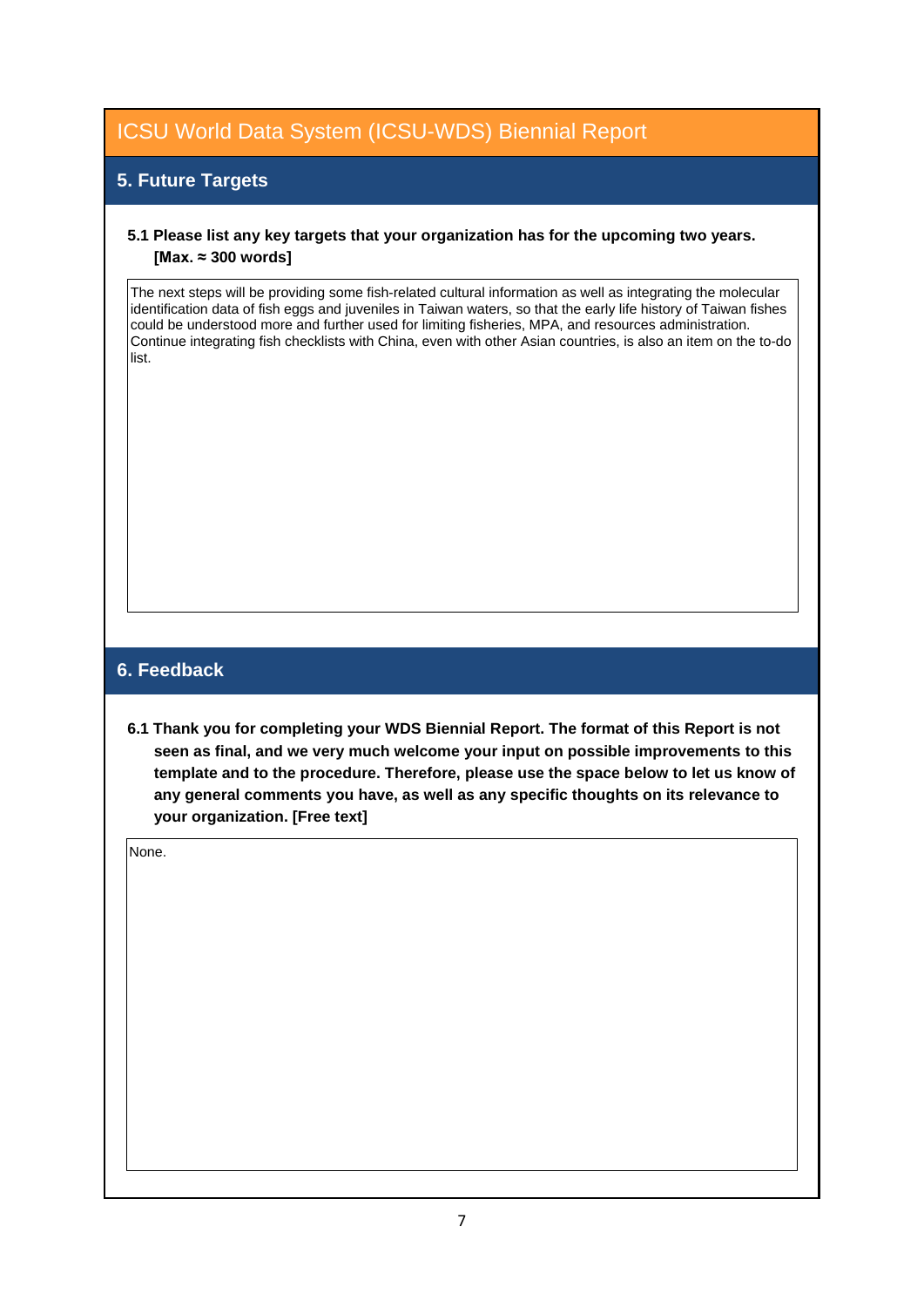# ICSU World Data System (ICSU-WDS) Biennial Report

## 5. Future Targets

**5.1 Please list any key targets that your organization has for the upcoming two years. [Max. ≈ 300 words]**

The next steps will be providing some fish-related cultural information as well as integrating the molecular identification data of fish eggs and juveniles in Taiwan waters, so that the early life history of Taiwan fishes could be understood more and further used for limiting fisheries, MPA, and resources administration. Continue integrating fish checklists with China, even with other Asian countries, is also an item on the to-do list.

## 6. Feedback

**6.1 Thank you for completing your WDS Biennial Report. The format of this Report is not seen as final, and we very much welcome your input on possible improvements to this template and to the procedure. Therefore, please use the space below to let us know of any general comments you have, as well as any specific thoughts on its relevance to your organization. [Free text]**

None.